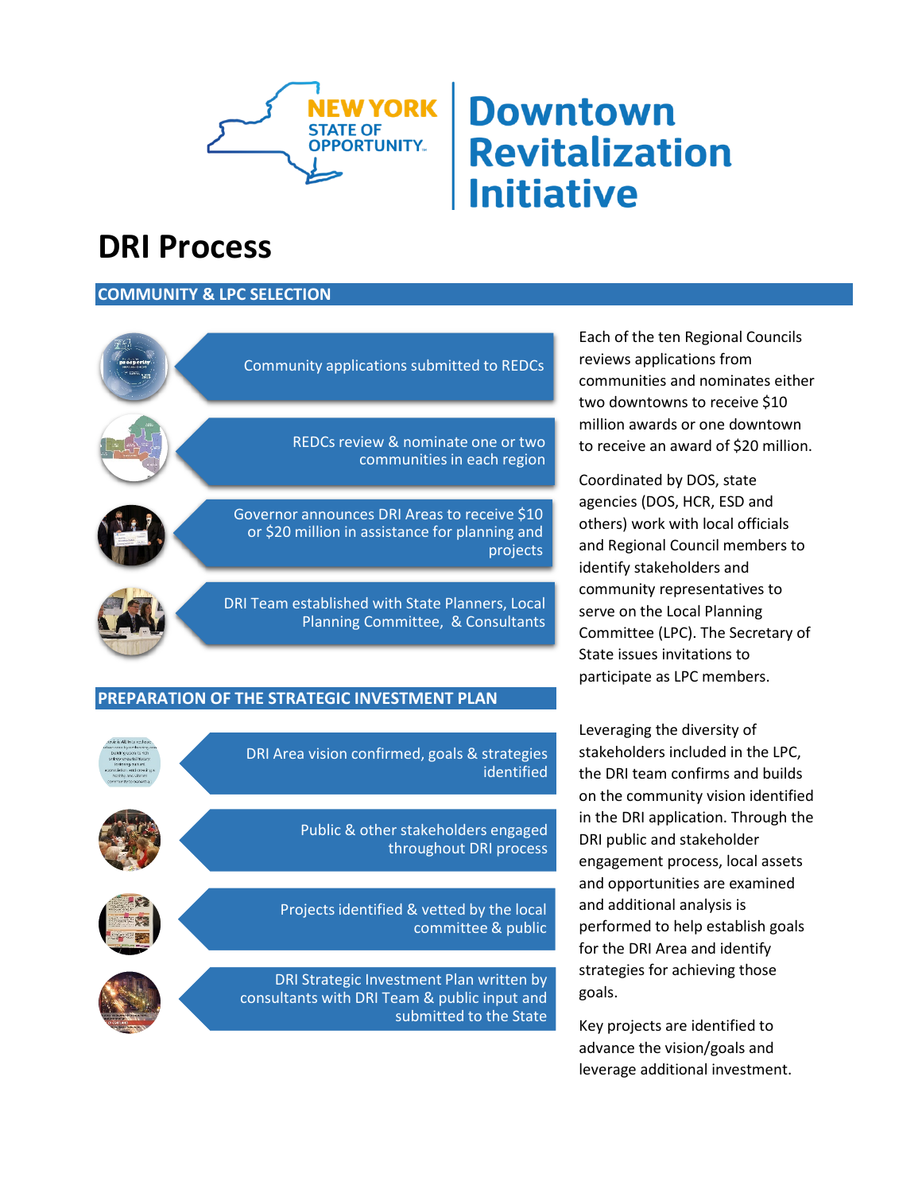NEW YORK STATE OF OPPORTUNITY.

# Downtown Revitalization Initiative

# DRI Process

## COMMUNITY & LPC SELECTION

- Community applications submitted to REDCs
- REDCs review & nominate one or two communities in each region
- Governor announces DRI Areas to receive $10 or $20 million in assistance for planning and projects
- DRI Team established with State Planners, Local Planning Committee, & Consultants

Each of the ten Regional Councils reviews applications from communities and nominates either two downtowns to receive $10 million awards or one downtown to receive an award of $20 million.

Coordinated by DOS, state agencies (DOS, HCR, ESD and others) work with local officials and Regional Council members to identify stakeholders and community representatives to serve on the Local Planning Committee (LPC). The Secretary of State issues invitations to participate as LPC members.

## PREPARATION OF THE STRATEGIC INVESTMENT PLAN

- DRI Area vision confirmed, goals & strategies identified
- Public & other stakeholders engaged throughout DRI process
- Projects identified & vetted by the local committee & public
- DRI Strategic Investment Plan written by consultants with DRI Team & public input and submitted to the State

Leveraging the diversity of stakeholders included in the LPC, the DRI team confirms and builds on the community vision identified in the DRI application. Through the DRI public and stakeholder engagement process, local assets and opportunities are examined and additional analysis is performed to help establish goals for the DRI Area and identify strategies for achieving those goals.

Key projects are identified to advance the vision/goals and leverage additional investment.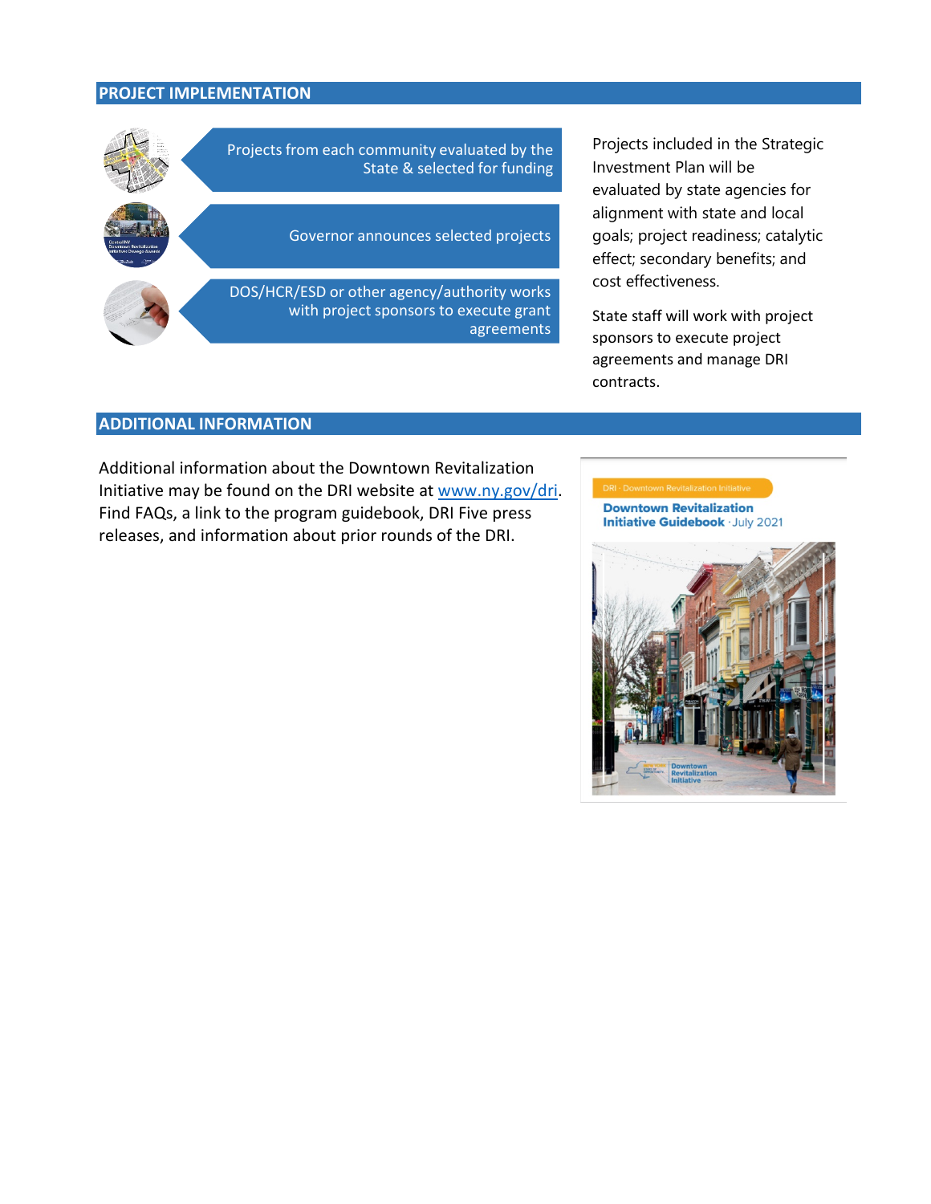## PROJECT IMPLEMENTATION

Projects from each community evaluated by the State & selected for funding

Governor announces selected projects

DOS/HCR/ESD or other agency/authority works with project sponsors to execute grant agreements

Projects included in the Strategic Investment Plan will be evaluated by state agencies for alignment with state and local goals; project readiness; catalytic effect; secondary benefits; and cost effectiveness.

State staff will work with project sponsors to execute project agreements and manage DRI contracts.

## ADDITIONAL INFORMATION

Additional information about the Downtown Revitalization Initiative may be found on the DRI website at [www.ny.gov/dri](http://www.ny.gov/dri). Find FAQs, a link to the program guidebook, DRI Five press releases, and information about prior rounds of the DRI.

DRI · Downtown Revitalization Initiative

**Downtown Revitalization Initiative Guidebook** · July 2021